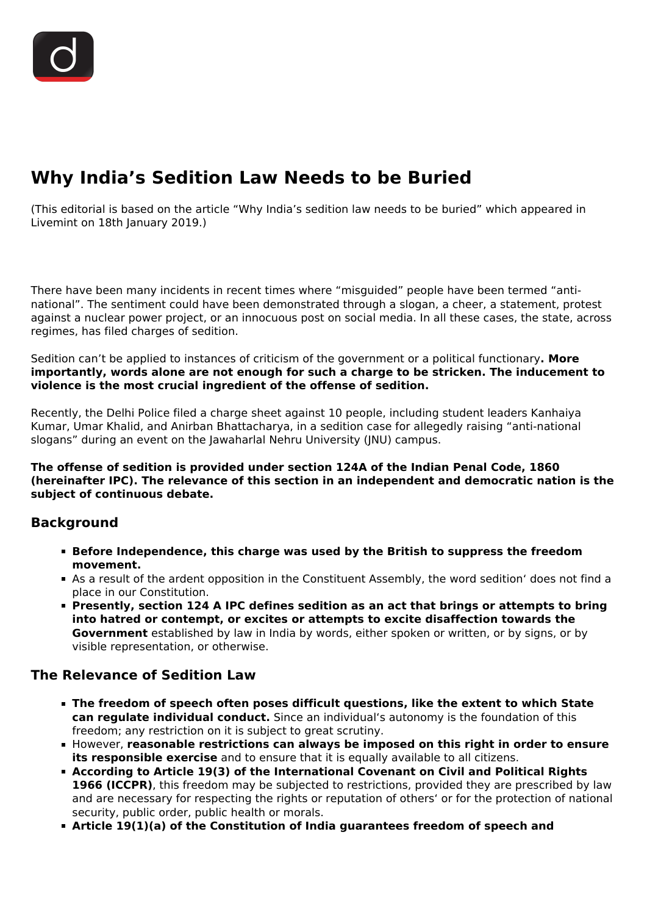# Why India's Sedition Law Needs to be Buried

(This editorial is based on the article "Why India's sedition law needs to be buried" which appeared in Livemint on 18th January 2019.)

There have been many incidents in recent times where "misguided" people have been termed "anti-national". The sentiment could have been demonstrated through a slogan, a cheer, a statement, protest against a nuclear power project, or an innocuous post on social media. In all these cases, the state, across regimes, has filed charges of sedition.

Sedition can't be applied to instances of criticism of the government or a political functionary**. More importantly, words alone are not enough for such a charge to be stricken. The inducement to violence is the most crucial ingredient of the offense of sedition.**

Recently, the Delhi Police filed a charge sheet against 10 people, including student leaders Kanhaiya Kumar, Umar Khalid, and Anirban Bhattacharya, in a sedition case for allegedly raising "anti-national slogans" during an event on the Jawaharlal Nehru University (JNU) campus.

**The offense of sedition is provided under section 124A of the Indian Penal Code, 1860 (hereinafter IPC). The relevance of this section in an independent and democratic nation is the subject of continuous debate.**

## Background

- **Before Independence, this charge was used by the British to suppress the freedom movement.**
- As a result of the ardent opposition in the Constituent Assembly, the word sedition' does not find a place in our Constitution.
- **Presently, section 124 A IPC defines sedition as an act that brings or attempts to bring into hatred or contempt, or excites or attempts to excite disaffection towards the Government** established by law in India by words, either spoken or written, or by signs, or by visible representation, or otherwise.

## The Relevance of Sedition Law

- **The freedom of speech often poses difficult questions, like the extent to which State can regulate individual conduct.** Since an individual's autonomy is the foundation of this freedom; any restriction on it is subject to great scrutiny.
- However, **reasonable restrictions can always be imposed on this right in order to ensure its responsible exercise** and to ensure that it is equally available to all citizens.
- **According to Article 19(3) of the International Covenant on Civil and Political Rights 1966 (ICCPR)**, this freedom may be subjected to restrictions, provided they are prescribed by law and are necessary for respecting the rights or reputation of others' or for the protection of national security, public order, public health or morals.
- **Article 19(1)(a) of the Constitution of India guarantees freedom of speech and**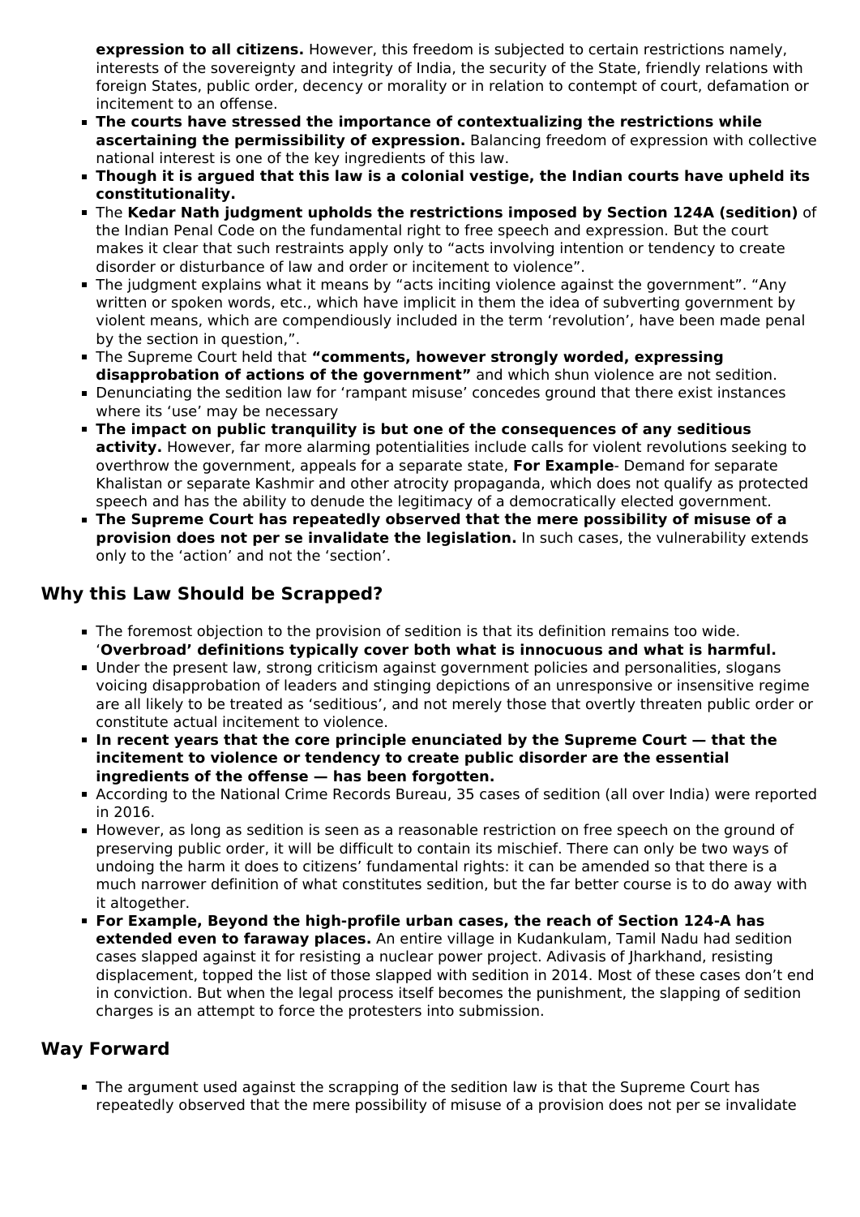**expression to all citizens.** However, this freedom is subjected to certain restrictions namely, interests of the sovereignty and integrity of India, the security of the State, friendly relations with foreign States, public order, decency or morality or in relation to contempt of court, defamation or incitement to an offense.

- **The courts have stressed the importance of contextualizing the restrictions while ascertaining the permissibility of expression.** Balancing freedom of expression with collective national interest is one of the key ingredients of this law.
- **Though it is argued that this law is a colonial vestige, the Indian courts have upheld its constitutionality.**
- The **Kedar Nath judgment upholds the restrictions imposed by Section 124A (sedition)** of the Indian Penal Code on the fundamental right to free speech and expression. But the court makes it clear that such restraints apply only to "acts involving intention or tendency to create disorder or disturbance of law and order or incitement to violence".
- The judgment explains what it means by "acts inciting violence against the government". "Any written or spoken words, etc., which have implicit in them the idea of subverting government by violent means, which are compendiously included in the term 'revolution', have been made penal by the section in question,".
- The Supreme Court held that **"comments, however strongly worded, expressing disapprobation of actions of the government"** and which shun violence are not sedition.
- Denunciating the sedition law for 'rampant misuse' concedes ground that there exist instances where its 'use' may be necessary
- **The impact on public tranquility is but one of the consequences of any seditious activity.** However, far more alarming potentialities include calls for violent revolutions seeking to overthrow the government, appeals for a separate state, **For Example**- Demand for separate Khalistan or separate Kashmir and other atrocity propaganda, which does not qualify as protected speech and has the ability to denude the legitimacy of a democratically elected government.
- **The Supreme Court has repeatedly observed that the mere possibility of misuse of a provision does not per se invalidate the legislation.** In such cases, the vulnerability extends only to the 'action' and not the 'section'.

## Why this Law Should be Scrapped?

- The foremost objection to the provision of sedition is that its definition remains too wide. '**Overbroad' definitions typically cover both what is innocuous and what is harmful.**
- Under the present law, strong criticism against government policies and personalities, slogans voicing disapprobation of leaders and stinging depictions of an unresponsive or insensitive regime are all likely to be treated as 'seditious', and not merely those that overtly threaten public order or constitute actual incitement to violence.
- **In recent years that the core principle enunciated by the Supreme Court — that the incitement to violence or tendency to create public disorder are the essential ingredients of the offense — has been forgotten.**
- According to the National Crime Records Bureau, 35 cases of sedition (all over India) were reported in 2016.
- However, as long as sedition is seen as a reasonable restriction on free speech on the ground of preserving public order, it will be difficult to contain its mischief. There can only be two ways of undoing the harm it does to citizens' fundamental rights: it can be amended so that there is a much narrower definition of what constitutes sedition, but the far better course is to do away with it altogether.
- **For Example, Beyond the high-profile urban cases, the reach of Section 124-A has extended even to faraway places.** An entire village in Kudankulam, Tamil Nadu had sedition cases slapped against it for resisting a nuclear power project. Adivasis of Jharkhand, resisting displacement, topped the list of those slapped with sedition in 2014. Most of these cases don't end in conviction. But when the legal process itself becomes the punishment, the slapping of sedition charges is an attempt to force the protesters into submission.

## Way Forward

- The argument used against the scrapping of the sedition law is that the Supreme Court has repeatedly observed that the mere possibility of misuse of a provision does not per se invalidate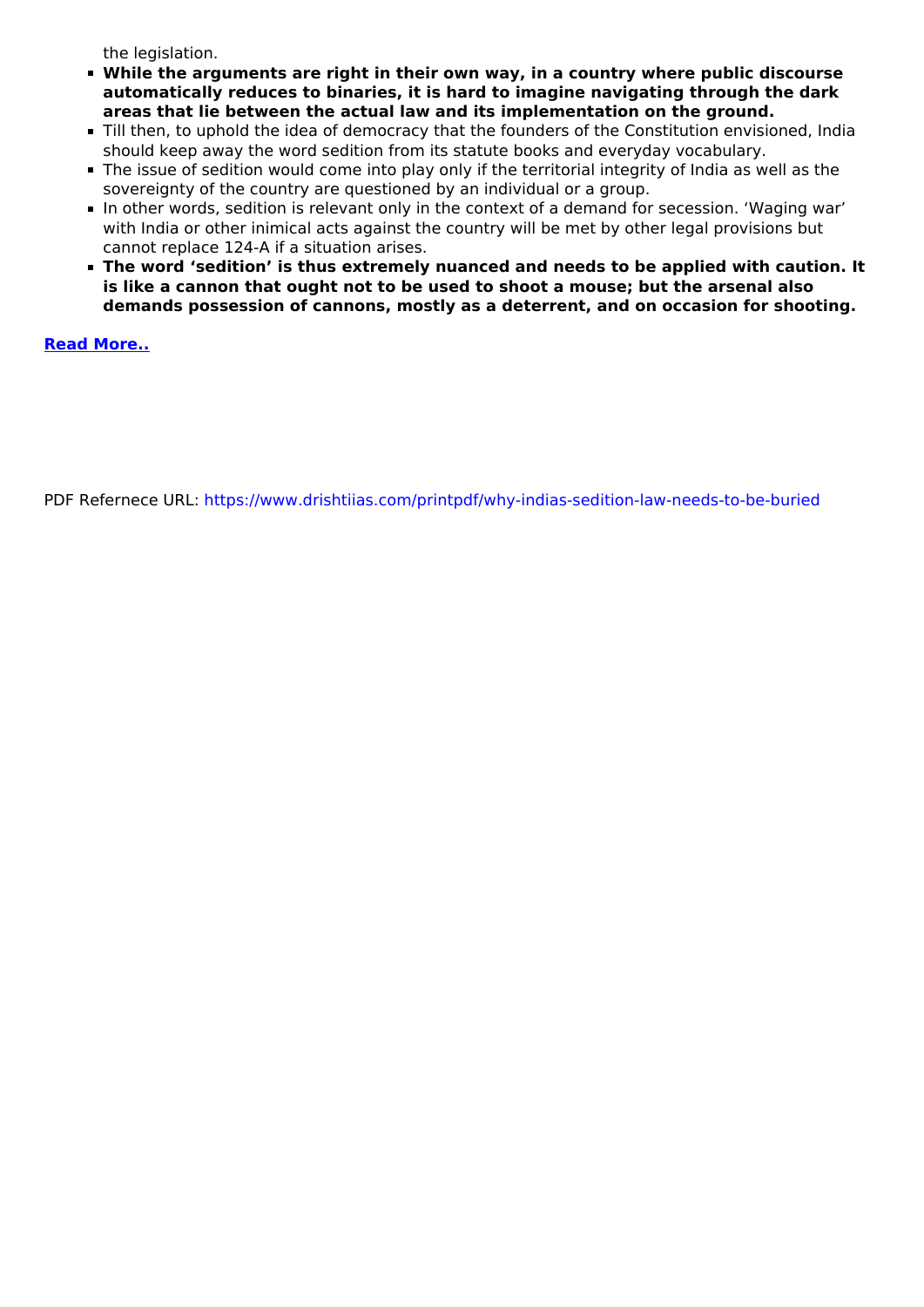the legislation.

- **While the arguments are right in their own way, in a country where public discourse automatically reduces to binaries, it is hard to imagine navigating through the dark areas that lie between the actual law and its implementation on the ground.**
- Till then, to uphold the idea of democracy that the founders of the Constitution envisioned, India should keep away the word sedition from its statute books and everyday vocabulary.
- The issue of sedition would come into play only if the territorial integrity of India as well as the sovereignty of the country are questioned by an individual or a group.
- In other words, sedition is relevant only in the context of a demand for secession. 'Waging war' with India or other inimical acts against the country will be met by other legal provisions but cannot replace 124-A if a situation arises.
- **The word 'sedition' is thus extremely nuanced and needs to be applied with caution. It is like a cannon that ought not to be used to shoot a mouse; but the arsenal also demands possession of cannons, mostly as a deterrent, and on occasion for shooting.**

**Read More..**

PDF Refernece URL: https://www.drishtiias.com/printpdf/why-indias-sedition-law-needs-to-be-buried